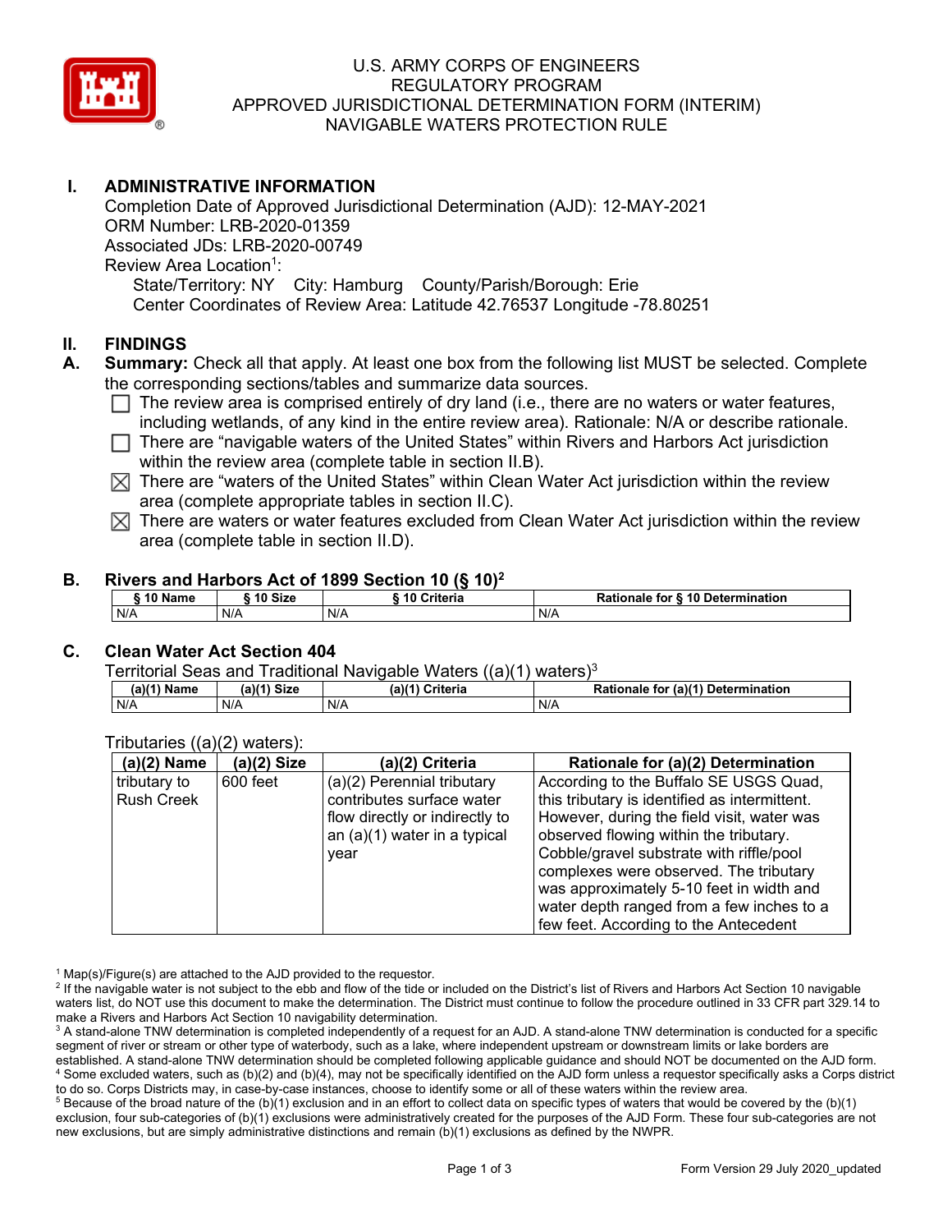# U.S. ARMY CORPS OF ENGINEERS
# REGULATORY PROGRAM
# APPROVED JURISDICTIONAL DETERMINATION FORM (INTERIM)
# NAVIGABLE WATERS PROTECTION RULE

## I. ADMINISTRATIVE INFORMATION

Completion Date of Approved Jurisdictional Determination (AJD): 12-MAY-2021
ORM Number: LRB-2020-01359
Associated JDs: LRB-2020-00749
Review Area Location[1]:
State/Territory: NY City: Hamburg County/Parish/Borough: Erie
Center Coordinates of Review Area: Latitude 42.76537 Longitude -78.80251

## II. FINDINGS

**A. Summary:** Check all that apply. At least one box from the following list MUST be selected. Complete the corresponding sections/tables and summarize data sources.

- ☐ The review area is comprised entirely of dry land (i.e., there are no waters or water features, including wetlands, of any kind in the entire review area). Rationale: N/A or describe rationale.
- ☐ There are "navigable waters of the United States" within Rivers and Harbors Act jurisdiction within the review area (complete table in section II.B).
- ☒ There are "waters of the United States" within Clean Water Act jurisdiction within the review area (complete appropriate tables in section II.C).
- ☒ There are waters or water features excluded from Clean Water Act jurisdiction within the review area (complete table in section II.D).

**B. Rivers and Harbors Act of 1899 Section 10 (§ 10)[2]**

| § 10 Name | § 10 Size | § 10 Criteria | Rationale for § 10 Determination |
|---|---|---|---|
| N/A | N/A | N/A | N/A |

**C. Clean Water Act Section 404**

Territorial Seas and Traditional Navigable Waters ((a)(1) waters)[3]

| (a)(1) Name | (a)(1) Size | (a)(1) Criteria | Rationale for (a)(1) Determination |
|---|---|---|---|
| N/A | N/A | N/A | N/A |

Tributaries ((a)(2) waters):

| (a)(2) Name | (a)(2) Size | (a)(2) Criteria | Rationale for (a)(2) Determination |
|---|---|---|---|
| tributary to Rush Creek | 600 feet | (a)(2) Perennial tributary contributes surface water flow directly or indirectly to an (a)(1) water in a typical year | According to the Buffalo SE USGS Quad, this tributary is identified as intermittent. However, during the field visit, water was observed flowing within the tributary. Cobble/gravel substrate with riffle/pool complexes were observed. The tributary was approximately 5-10 feet in width and water depth ranged from a few inches to a few feet. According to the Antecedent |

[1] Map(s)/Figure(s) are attached to the AJD provided to the requestor.
[2] If the navigable water is not subject to the ebb and flow of the tide or included on the District's list of Rivers and Harbors Act Section 10 navigable waters list, do NOT use this document to make the determination. The District must continue to follow the procedure outlined in 33 CFR part 329.14 to make a Rivers and Harbors Act Section 10 navigability determination.
[3] A stand-alone TNW determination is completed independently of a request for an AJD. A stand-alone TNW determination is conducted for a specific segment of river or stream or other type of waterbody, such as a lake, where independent upstream or downstream limits or lake borders are established. A stand-alone TNW determination should be completed following applicable guidance and should NOT be documented on the AJD form.
[4] Some excluded waters, such as (b)(2) and (b)(4), may not be specifically identified on the AJD form unless a requestor specifically asks a Corps district to do so. Corps Districts may, in case-by-case instances, choose to identify some or all of these waters within the review area.
[5] Because of the broad nature of the (b)(1) exclusion and in an effort to collect data on specific types of waters that would be covered by the (b)(1) exclusion, four sub-categories of (b)(1) exclusions were administratively created for the purposes of the AJD Form. These four sub-categories are not new exclusions, but are simply administrative distinctions and remain (b)(1) exclusions as defined by the NWPR.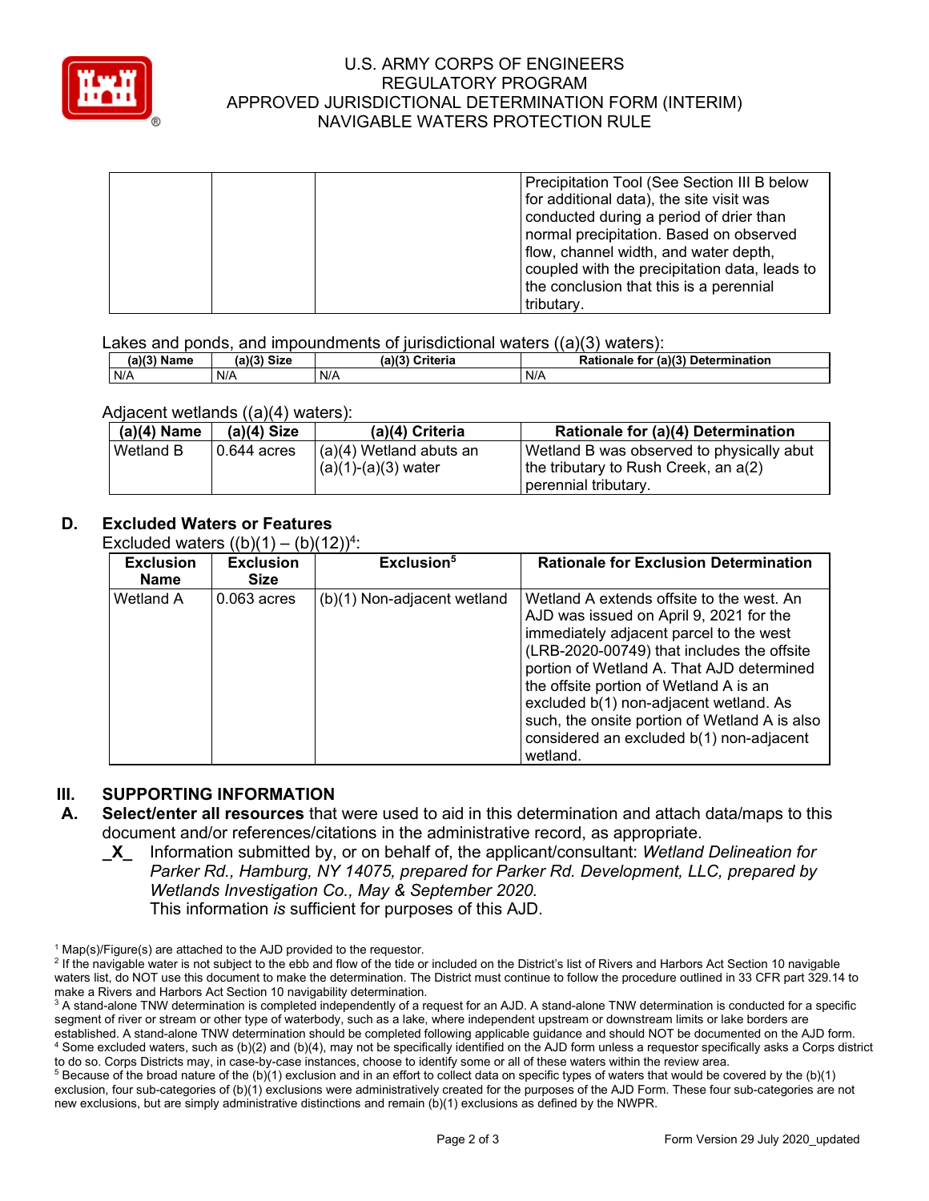| | | | Precipitation Tool (See Section III B below for additional data), the site visit was conducted during a period of drier than normal precipitation. Based on observed flow, channel width, and water depth, coupled with the precipitation data, leads to the conclusion that this is a perennial tributary. |
|---|---|---|---|

Lakes and ponds, and impoundments of jurisdictional waters ((a)(3) waters):

| (a)(3) Name | (a)(3) Size | (a)(3) Criteria | Rationale for (a)(3) Determination |
|---|---|---|---|
| N/A | N/A | N/A | N/A |

Adjacent wetlands ((a)(4) waters):

| (a)(4) Name | (a)(4) Size | (a)(4) Criteria | Rationale for (a)(4) Determination |
|---|---|---|---|
| Wetland B | 0.644 acres | (a)(4) Wetland abuts an (a)(1)-(a)(3) water | Wetland B was observed to physically abut the tributary to Rush Creek, an a(2) perennial tributary. |

**D. Excluded Waters or Features**

Excluded waters ((b)(1) – (b)(12))[4]:

| Exclusion Name | Exclusion Size | Exclusion[5] | Rationale for Exclusion Determination |
|---|---|---|---|
| Wetland A | 0.063 acres | (b)(1) Non-adjacent wetland | Wetland A extends offsite to the west. An AJD was issued on April 9, 2021 for the immediately adjacent parcel to the west (LRB-2020-00749) that includes the offsite portion of Wetland A. That AJD determined the offsite portion of Wetland A is an excluded b(1) non-adjacent wetland. As such, the onsite portion of Wetland A is also considered an excluded b(1) non-adjacent wetland. |

## III. SUPPORTING INFORMATION

**A. Select/enter all resources** that were used to aid in this determination and attach data/maps to this document and/or references/citations in the administrative record, as appropriate.

**\_X\_** Information submitted by, or on behalf of, the applicant/consultant: *Wetland Delineation for Parker Rd., Hamburg, NY 14075, prepared for Parker Rd. Development, LLC, prepared by Wetlands Investigation Co., May & September 2020.*
This information *is* sufficient for purposes of this AJD.

---

[1] Map(s)/Figure(s) are attached to the AJD provided to the requestor.

[2] If the navigable water is not subject to the ebb and flow of the tide or included on the District's list of Rivers and Harbors Act Section 10 navigable waters list, do NOT use this document to make the determination. The District must continue to follow the procedure outlined in 33 CFR part 329.14 to make a Rivers and Harbors Act Section 10 navigability determination.

[3] A stand-alone TNW determination is completed independently of a request for an AJD. A stand-alone TNW determination is conducted for a specific segment of river or stream or other type of waterbody, such as a lake, where independent upstream or downstream limits or lake borders are established. A stand-alone TNW determination should be completed following applicable guidance and should NOT be documented on the AJD form.

[4] Some excluded waters, such as (b)(2) and (b)(4), may not be specifically identified on the AJD form unless a requestor specifically asks a Corps district to do so. Corps Districts may, in case-by-case instances, choose to identify some or all of these waters within the review area.

[5] Because of the broad nature of the (b)(1) exclusion and in an effort to collect data on specific types of waters that would be covered by the (b)(1) exclusion, four sub-categories of (b)(1) exclusions were administratively created for the purposes of the AJD Form. These four sub-categories are not new exclusions, but are simply administrative distinctions and remain (b)(1) exclusions as defined by the NWPR.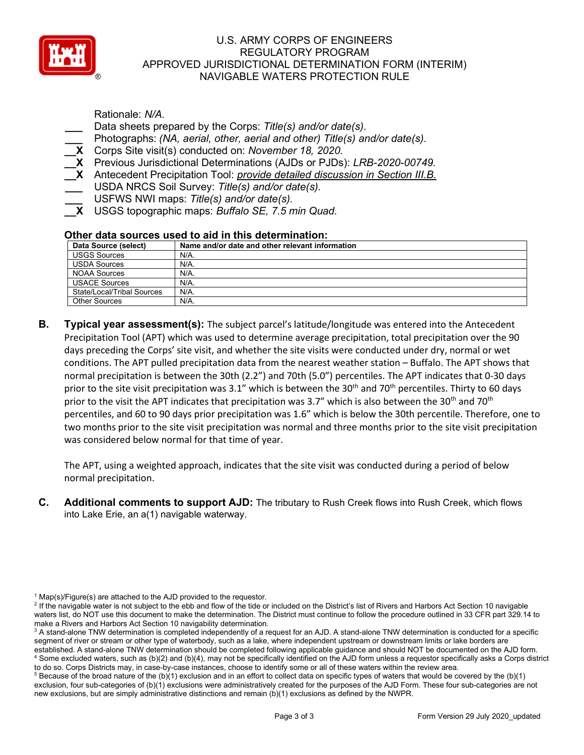Rationale: *N/A.*

___ Data sheets prepared by the Corps: *Title(s) and/or date(s).*
___ Photographs: *(NA, aerial, other, aerial and other) Title(s) and/or date(s).*
__X Corps Site visit(s) conducted on: *November 18, 2020.*
__X Previous Jurisdictional Determinations (AJDs or PJDs): *LRB-2020-00749.*
__X Antecedent Precipitation Tool: *provide detailed discussion in Section III.B.*
___ USDA NRCS Soil Survey: *Title(s) and/or date(s).*
___ USFWS NWI maps: *Title(s) and/or date(s).*
__X USGS topographic maps: *Buffalo SE, 7.5 min Quad.*

**Other data sources used to aid in this determination:**

| Data Source (select) | Name and/or date and other relevant information |
|---|---|
| USGS Sources | N/A. |
| USDA Sources | N/A. |
| NOAA Sources | N/A. |
| USACE Sources | N/A. |
| State/Local/Tribal Sources | N/A. |
| Other Sources | N/A. |

**B. Typical year assessment(s):** The subject parcel's latitude/longitude was entered into the Antecedent Precipitation Tool (APT) which was used to determine average precipitation, total precipitation over the 90 days preceding the Corps' site visit, and whether the site visits were conducted under dry, normal or wet conditions. The APT pulled precipitation data from the nearest weather station – Buffalo. The APT shows that normal precipitation is between the 30th (2.2") and 70th (5.0") percentiles. The APT indicates that 0-30 days prior to the site visit precipitation was 3.1" which is between the 30th and 70th percentiles. Thirty to 60 days prior to the visit the APT indicates that precipitation was 3.7" which is also between the 30th and 70th percentiles, and 60 to 90 days prior precipitation was 1.6" which is below the 30th percentile. Therefore, one to two months prior to the site visit precipitation was normal and three months prior to the site visit precipitation was considered below normal for that time of year.

The APT, using a weighted approach, indicates that the site visit was conducted during a period of below normal precipitation.

**C. Additional comments to support AJD:** The tributary to Rush Creek flows into Rush Creek, which flows into Lake Erie, an a(1) navigable waterway.

[1] Map(s)/Figure(s) are attached to the AJD provided to the requestor.
[2] If the navigable water is not subject to the ebb and flow of the tide or included on the District's list of Rivers and Harbors Act Section 10 navigable waters list, do NOT use this document to make the determination. The District must continue to follow the procedure outlined in 33 CFR part 329.14 to make a Rivers and Harbors Act Section 10 navigability determination.
[3] A stand-alone TNW determination is completed independently of a request for an AJD. A stand-alone TNW determination is conducted for a specific segment of river or stream or other type of waterbody, such as a lake, where independent upstream or downstream limits or lake borders are established. A stand-alone TNW determination should be completed following applicable guidance and should NOT be documented on the AJD form.
[4] Some excluded waters, such as (b)(2) and (b)(4), may not be specifically identified on the AJD form unless a requestor specifically asks a Corps district to do so. Corps Districts may, in case-by-case instances, choose to identify some or all of these waters within the review area.
[5] Because of the broad nature of the (b)(1) exclusion and in an effort to collect data on specific types of waters that would be covered by the (b)(1) exclusion, four sub-categories of (b)(1) exclusions were administratively created for the purposes of the AJD Form. These four sub-categories are not new exclusions, but are simply administrative distinctions and remain (b)(1) exclusions as defined by the NWPR.